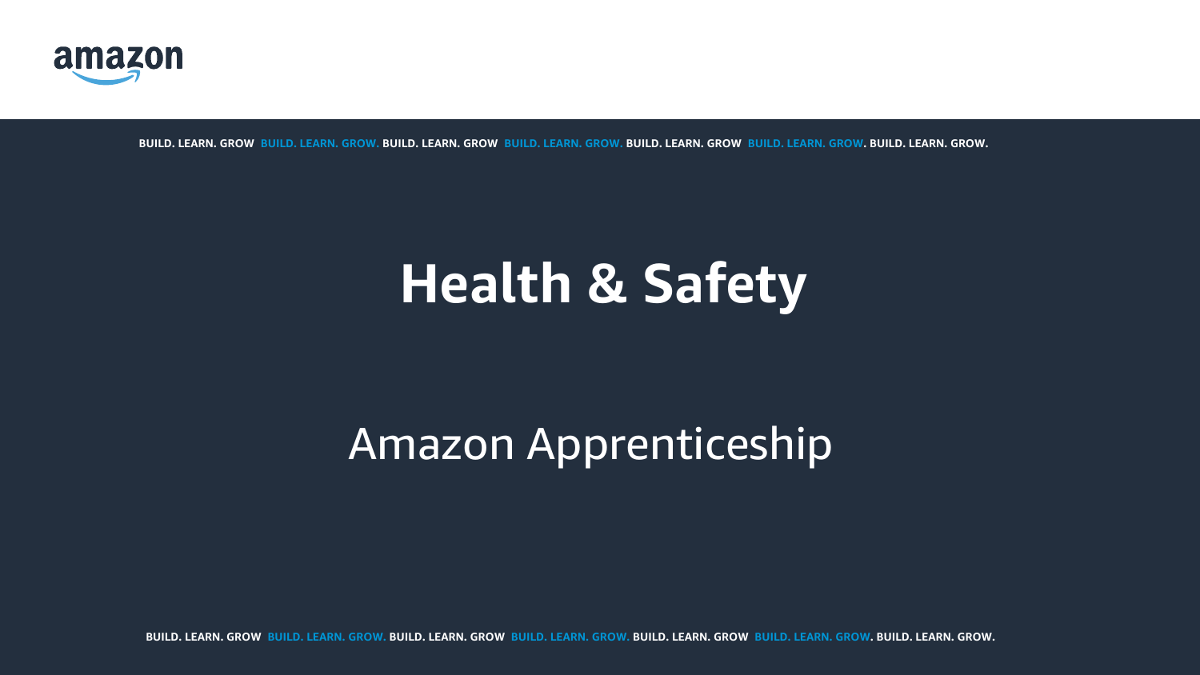amazon

BUILD. LEARN. GROW BUILD. LEARN. GROW. BUILD. LEARN. GROW BUILD. LEARN. GROW. BUILD. LEARN. GROW BUILD. LEARN. GROW. BUILD. LEARN. GROW.

# Health & Safety

## Amazon Apprenticeship

BUILD. LEARN. GROW BUILD. LEARN. GROW. BUILD. LEARN. GROW BUILD. LEARN. GROW. BUILD. LEARN. GROW BUILD. LEARN. GROW. BUILD. LEARN. GROW.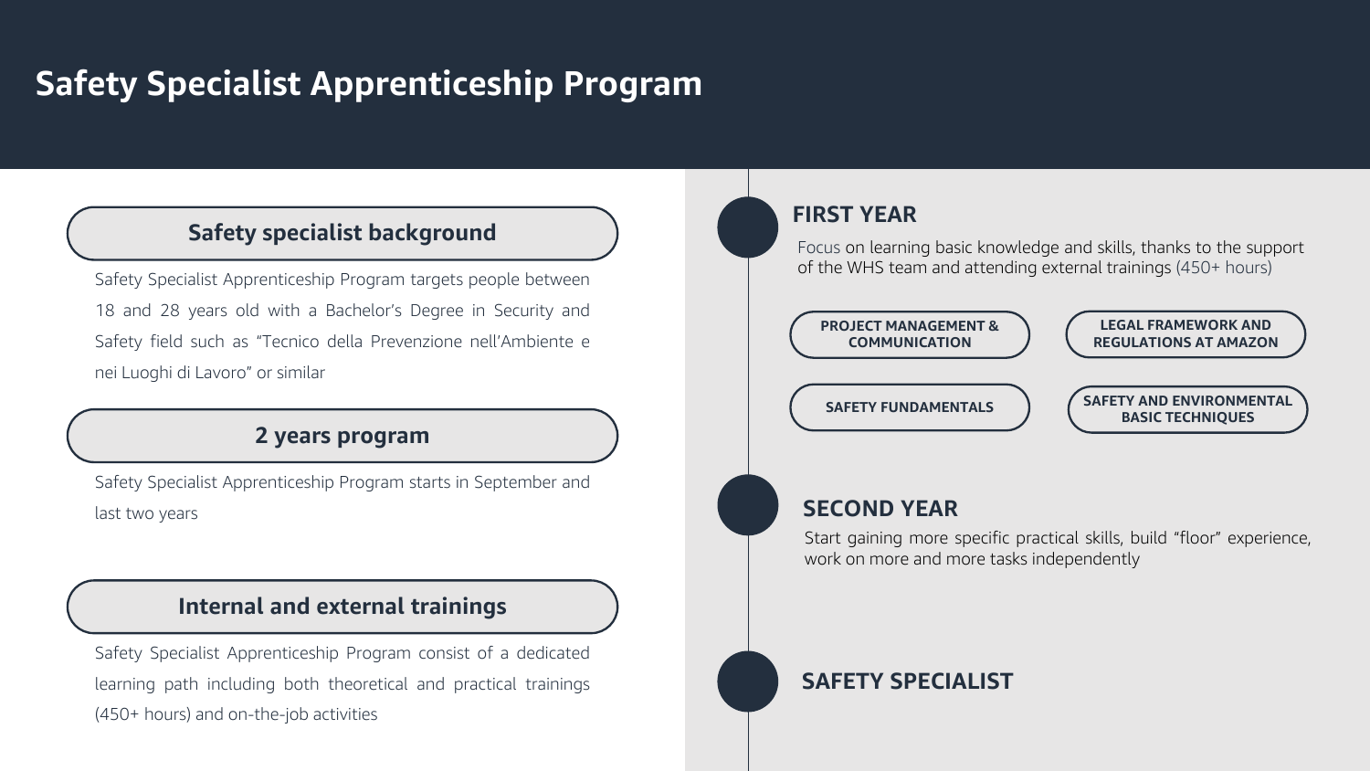# Safety Specialist Apprenticeship Program

## Safety specialist background

Safety Specialist Apprenticeship Program targets people between 18 and 28 years old with a Bachelor's Degree in Security and Safety field such as "Tecnico della Prevenzione nell'Ambiente e nei Luoghi di Lavoro" or similar

## 2 years program

Safety Specialist Apprenticeship Program starts in September and last two years

## Internal and external trainings

Safety Specialist Apprenticeship Program consist of a dedicated learning path including both theoretical and practical trainings (450+ hours) and on-the-job activities

### FIRST YEAR

Focus on learning basic knowledge and skills, thanks to the support of the WHS team and attending external trainings (450+ hours)

- **PROJECT MANAGEMENT & COMMUNICATION**
- **LEGAL FRAMEWORK AND REGULATIONS AT AMAZON**
- **SAFETY FUNDAMENTALS**
- **SAFETY AND ENVIRONMENTAL BASIC TECHNIQUES**

### SECOND YEAR

Start gaining more specific practical skills, build "floor" experience, work on more and more tasks independently

### SAFETY SPECIALIST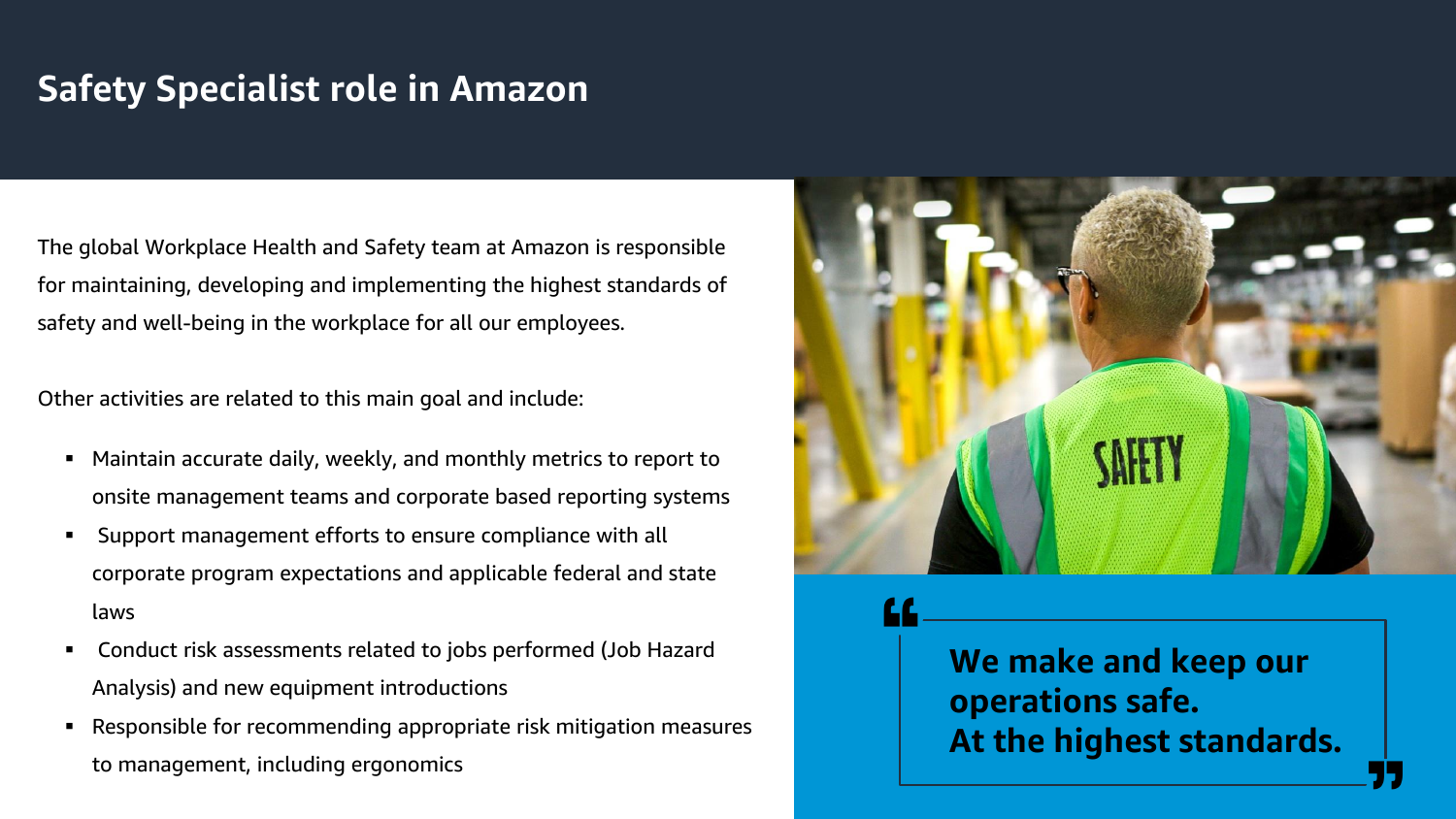# Safety Specialist role in Amazon

The global Workplace Health and Safety team at Amazon is responsible for maintaining, developing and implementing the highest standards of safety and well-being in the workplace for all our employees.

Other activities are related to this main goal and include:

- Maintain accurate daily, weekly, and monthly metrics to report to onsite management teams and corporate based reporting systems
- Support management efforts to ensure compliance with all corporate program expectations and applicable federal and state laws
- Conduct risk assessments related to jobs performed (Job Hazard Analysis) and new equipment introductions
- Responsible for recommending appropriate risk mitigation measures to management, including ergonomics

> **We make and keep our operations safe.**
> **At the highest standards.**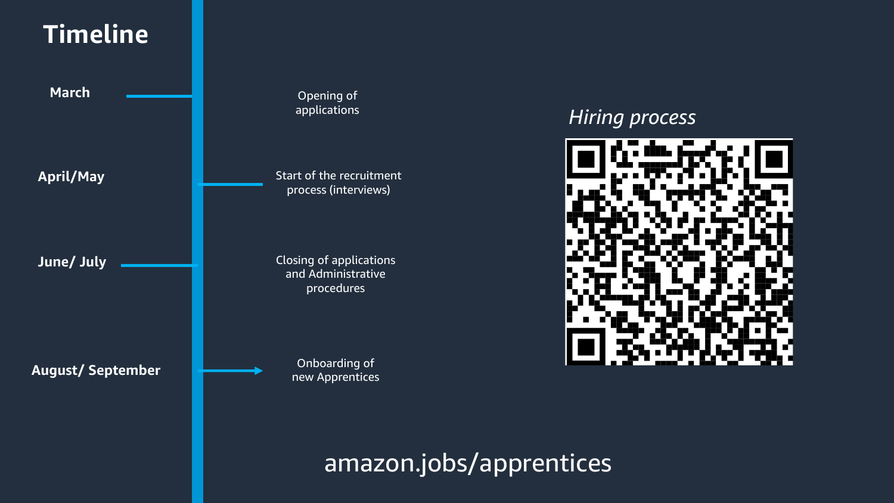# Timeline

**March** — Opening of applications

**April/May** — Start of the recruitment process (interviews)

**June/ July** — Closing of applications and Administrative procedures

**August/ September** — Onboarding of new Apprentices

*Hiring process*

amazon.jobs/apprentices